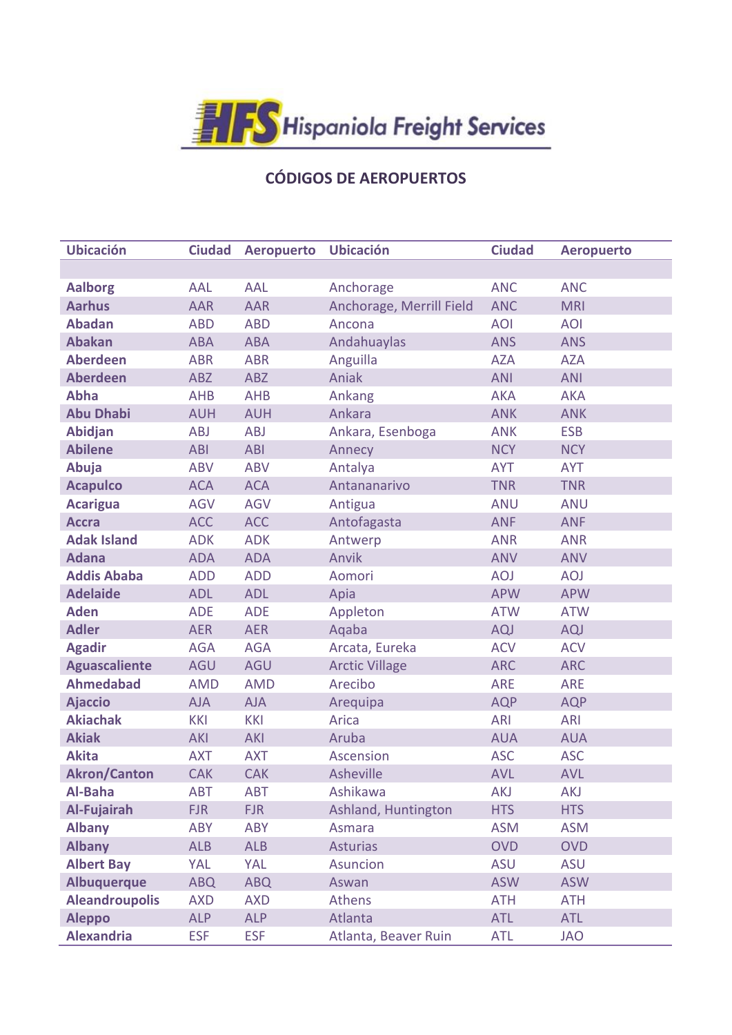**HFS Hispaniola Freight Services**

## CÓDIGOS DE AEROPUERTOS

| Ubicación | Ciudad | Aeropuerto | Ubicación | Ciudad | Aeropuerto |
|---|---|---|---|---|---|
| | | | | | |
| **Aalborg** | AAL | AAL | Anchorage | ANC | ANC |
| **Aarhus** | AAR | AAR | Anchorage, Merrill Field | ANC | MRI |
| **Abadan** | ABD | ABD | Ancona | AOI | AOI |
| **Abakan** | ABA | ABA | Andahuaylas | ANS | ANS |
| **Aberdeen** | ABR | ABR | Anguilla | AZA | AZA |
| **Aberdeen** | ABZ | ABZ | Aniak | ANI | ANI |
| **Abha** | AHB | AHB | Ankang | AKA | AKA |
| **Abu Dhabi** | AUH | AUH | Ankara | ANK | ANK |
| **Abidjan** | ABJ | ABJ | Ankara, Esenboga | ANK | ESB |
| **Abilene** | ABI | ABI | Annecy | NCY | NCY |
| **Abuja** | ABV | ABV | Antalya | AYT | AYT |
| **Acapulco** | ACA | ACA | Antananarivo | TNR | TNR |
| **Acarigua** | AGV | AGV | Antigua | ANU | ANU |
| **Accra** | ACC | ACC | Antofagasta | ANF | ANF |
| **Adak Island** | ADK | ADK | Antwerp | ANR | ANR |
| **Adana** | ADA | ADA | Anvik | ANV | ANV |
| **Addis Ababa** | ADD | ADD | Aomori | AOJ | AOJ |
| **Adelaide** | ADL | ADL | Apia | APW | APW |
| **Aden** | ADE | ADE | Appleton | ATW | ATW |
| **Adler** | AER | AER | Aqaba | AQJ | AQJ |
| **Agadir** | AGA | AGA | Arcata, Eureka | ACV | ACV |
| **Aguascaliente** | AGU | AGU | Arctic Village | ARC | ARC |
| **Ahmedabad** | AMD | AMD | Arecibo | ARE | ARE |
| **Ajaccio** | AJA | AJA | Arequipa | AQP | AQP |
| **Akiachak** | KKI | KKI | Arica | ARI | ARI |
| **Akiak** | AKI | AKI | Aruba | AUA | AUA |
| **Akita** | AXT | AXT | Ascension | ASC | ASC |
| **Akron/Canton** | CAK | CAK | Asheville | AVL | AVL |
| **Al-Baha** | ABT | ABT | Ashikawa | AKJ | AKJ |
| **Al-Fujairah** | FJR | FJR | Ashland, Huntington | HTS | HTS |
| **Albany** | ABY | ABY | Asmara | ASM | ASM |
| **Albany** | ALB | ALB | Asturias | OVD | OVD |
| **Albert Bay** | YAL | YAL | Asuncion | ASU | ASU |
| **Albuquerque** | ABQ | ABQ | Aswan | ASW | ASW |
| **Aleandroupolis** | AXD | AXD | Athens | ATH | ATH |
| **Aleppo** | ALP | ALP | Atlanta | ATL | ATL |
| **Alexandria** | ESF | ESF | Atlanta, Beaver Ruin | ATL | JAO |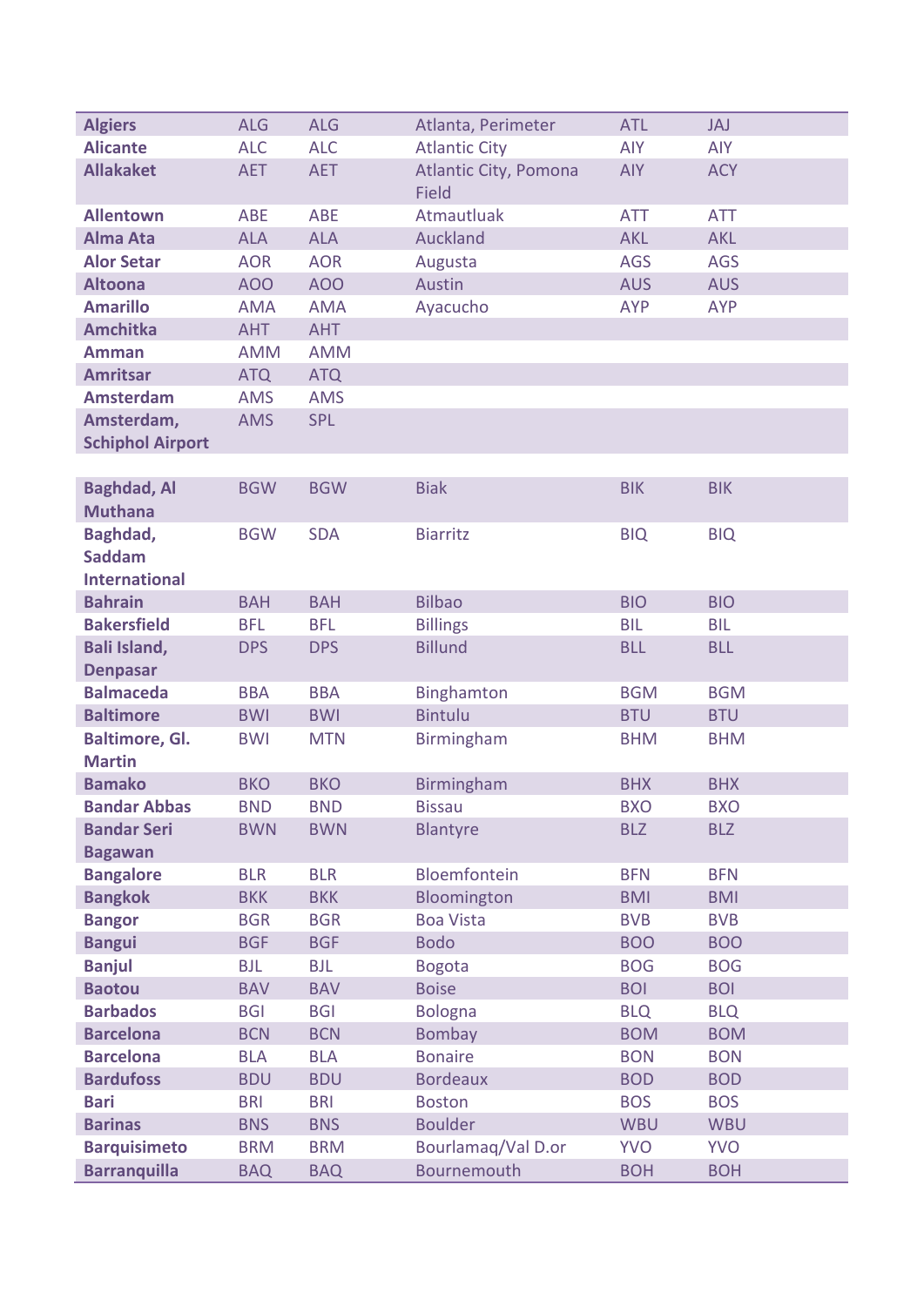| | | | | | |
|---|---|---|---|---|---|
| **Algiers** | ALG | ALG | Atlanta, Perimeter | ATL | JAJ |
| **Alicante** | ALC | ALC | Atlantic City | AIY | AIY |
| **Allakaket** | AET | AET | Atlantic City, Pomona Field | AIY | ACY |
| **Allentown** | ABE | ABE | Atmautluak | ATT | ATT |
| **Alma Ata** | ALA | ALA | Auckland | AKL | AKL |
| **Alor Setar** | AOR | AOR | Augusta | AGS | AGS |
| **Altoona** | AOO | AOO | Austin | AUS | AUS |
| **Amarillo** | AMA | AMA | Ayacucho | AYP | AYP |
| **Amchitka** | AHT | AHT | | | |
| **Amman** | AMM | AMM | | | |
| **Amritsar** | ATQ | ATQ | | | |
| **Amsterdam** | AMS | AMS | | | |
| **Amsterdam, Schiphol Airport** | AMS | SPL | | | |

| | | | | | |
|---|---|---|---|---|---|
| **Baghdad, Al Muthana** | BGW | BGW | Biak | BIK | BIK |
| **Baghdad, Saddam International** | BGW | SDA | Biarritz | BIQ | BIQ |
| **Bahrain** | BAH | BAH | Bilbao | BIO | BIO |
| **Bakersfield** | BFL | BFL | Billings | BIL | BIL |
| **Bali Island, Denpasar** | DPS | DPS | Billund | BLL | BLL |
| **Balmaceda** | BBA | BBA | Binghamton | BGM | BGM |
| **Baltimore** | BWI | BWI | Bintulu | BTU | BTU |
| **Baltimore, Gl. Martin** | BWI | MTN | Birmingham | BHM | BHM |
| **Bamako** | BKO | BKO | Birmingham | BHX | BHX |
| **Bandar Abbas** | BND | BND | Bissau | BXO | BXO |
| **Bandar Seri Bagawan** | BWN | BWN | Blantyre | BLZ | BLZ |
| **Bangalore** | BLR | BLR | Bloemfontein | BFN | BFN |
| **Bangkok** | BKK | BKK | Bloomington | BMI | BMI |
| **Bangor** | BGR | BGR | Boa Vista | BVB | BVB |
| **Bangui** | BGF | BGF | Bodo | BOO | BOO |
| **Banjul** | BJL | BJL | Bogota | BOG | BOG |
| **Baotou** | BAV | BAV | Boise | BOI | BOI |
| **Barbados** | BGI | BGI | Bologna | BLQ | BLQ |
| **Barcelona** | BCN | BCN | Bombay | BOM | BOM |
| **Barcelona** | BLA | BLA | Bonaire | BON | BON |
| **Bardufoss** | BDU | BDU | Bordeaux | BOD | BOD |
| **Bari** | BRI | BRI | Boston | BOS | BOS |
| **Barinas** | BNS | BNS | Boulder | WBU | WBU |
| **Barquisimeto** | BRM | BRM | Bourlamaq/Val D.or | YVO | YVO |
| **Barranquilla** | BAQ | BAQ | Bournemouth | BOH | BOH |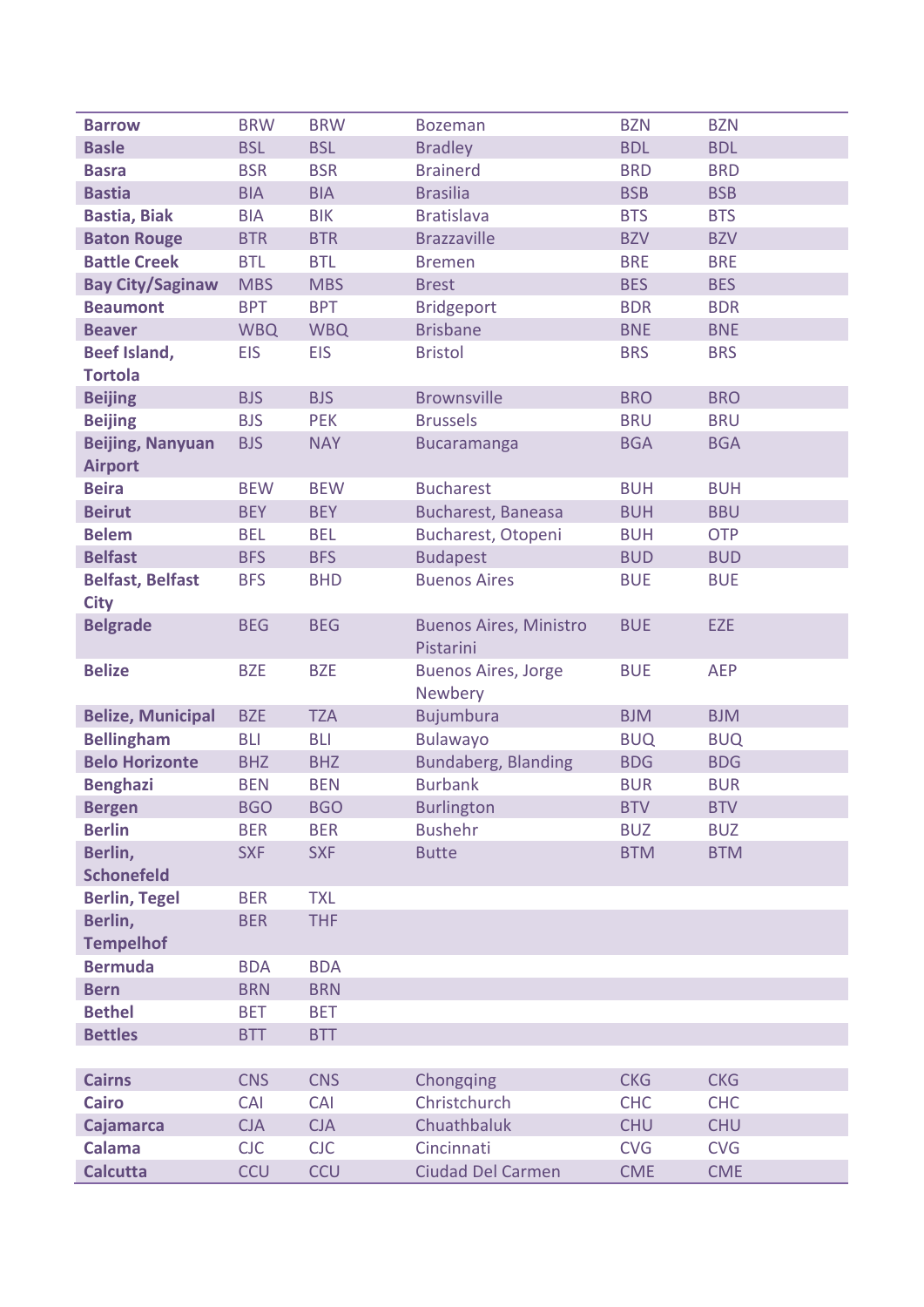| | | | | | |
|---|---|---|---|---|---|
| **Barrow** | BRW | BRW | Bozeman | BZN | BZN |
| **Basle** | BSL | BSL | Bradley | BDL | BDL |
| **Basra** | BSR | BSR | Brainerd | BRD | BRD |
| **Bastia** | BIA | BIA | Brasilia | BSB | BSB |
| **Bastia, Biak** | BIA | BIK | Bratislava | BTS | BTS |
| **Baton Rouge** | BTR | BTR | Brazzaville | BZV | BZV |
| **Battle Creek** | BTL | BTL | Bremen | BRE | BRE |
| **Bay City/Saginaw** | MBS | MBS | Brest | BES | BES |
| **Beaumont** | BPT | BPT | Bridgeport | BDR | BDR |
| **Beaver** | WBQ | WBQ | Brisbane | BNE | BNE |
| **Beef Island, Tortola** | EIS | EIS | Bristol | BRS | BRS |
| **Beijing** | BJS | BJS | Brownsville | BRO | BRO |
| **Beijing** | BJS | PEK | Brussels | BRU | BRU |
| **Beijing, Nanyuan Airport** | BJS | NAY | Bucaramanga | BGA | BGA |
| **Beira** | BEW | BEW | Bucharest | BUH | BUH |
| **Beirut** | BEY | BEY | Bucharest, Baneasa | BUH | BBU |
| **Belem** | BEL | BEL | Bucharest, Otopeni | BUH | OTP |
| **Belfast** | BFS | BFS | Budapest | BUD | BUD |
| **Belfast, Belfast City** | BFS | BHD | Buenos Aires | BUE | BUE |
| **Belgrade** | BEG | BEG | Buenos Aires, Ministro Pistarini | BUE | EZE |
| **Belize** | BZE | BZE | Buenos Aires, Jorge Newbery | BUE | AEP |
| **Belize, Municipal** | BZE | TZA | Bujumbura | BJM | BJM |
| **Bellingham** | BLI | BLI | Bulawayo | BUQ | BUQ |
| **Belo Horizonte** | BHZ | BHZ | Bundaberg, Blanding | BDG | BDG |
| **Benghazi** | BEN | BEN | Burbank | BUR | BUR |
| **Bergen** | BGO | BGO | Burlington | BTV | BTV |
| **Berlin** | BER | BER | Bushehr | BUZ | BUZ |
| **Berlin, Schonefeld** | SXF | SXF | Butte | BTM | BTM |
| **Berlin, Tegel** | BER | TXL | | | |
| **Berlin, Tempelhof** | BER | THF | | | |
| **Bermuda** | BDA | BDA | | | |
| **Bern** | BRN | BRN | | | |
| **Bethel** | BET | BET | | | |
| **Bettles** | BTT | BTT | | | |

| | | | | | |
|---|---|---|---|---|---|
| **Cairns** | CNS | CNS | Chongqing | CKG | CKG |
| **Cairo** | CAI | CAI | Christchurch | CHC | CHC |
| **Cajamarca** | CJA | CJA | Chuathbaluk | CHU | CHU |
| **Calama** | CJC | CJC | Cincinnati | CVG | CVG |
| **Calcutta** | CCU | CCU | Ciudad Del Carmen | CME | CME |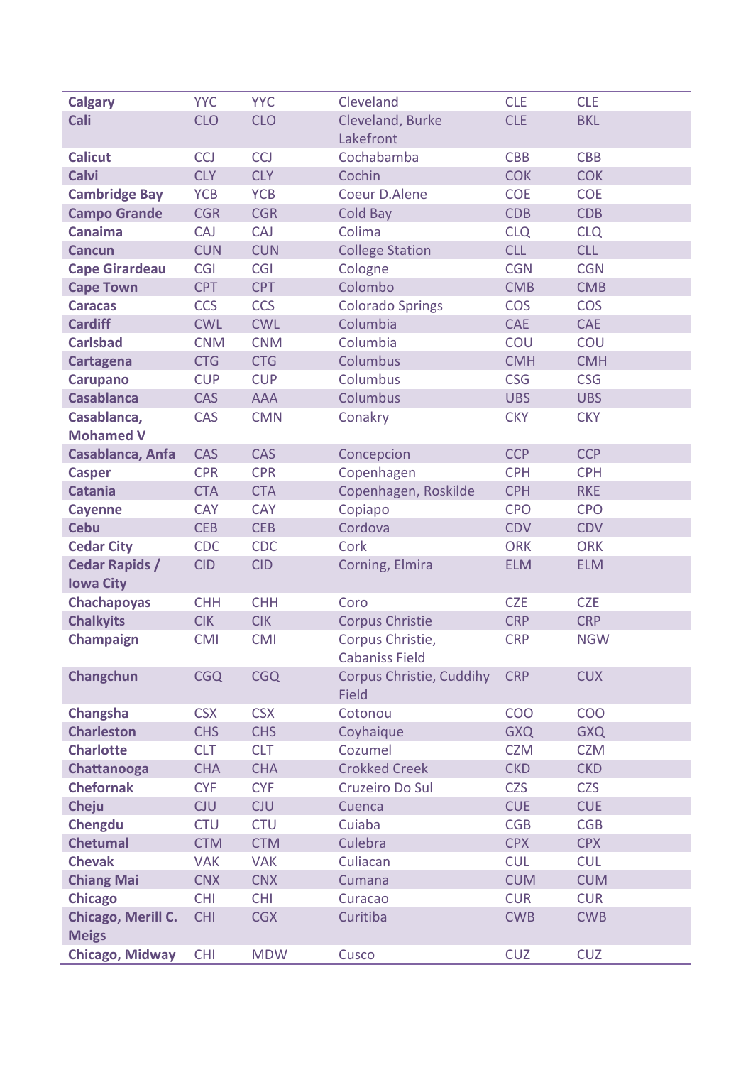| | | | | | |
|---|---|---|---|---|---|
| **Calgary** | YYC | YYC | Cleveland | CLE | CLE |
| **Cali** | CLO | CLO | Cleveland, Burke Lakefront | CLE | BKL |
| **Calicut** | CCJ | CCJ | Cochabamba | CBB | CBB |
| **Calvi** | CLY | CLY | Cochin | COK | COK |
| **Cambridge Bay** | YCB | YCB | Coeur D.Alene | COE | COE |
| **Campo Grande** | CGR | CGR | Cold Bay | CDB | CDB |
| **Canaima** | CAJ | CAJ | Colima | CLQ | CLQ |
| **Cancun** | CUN | CUN | College Station | CLL | CLL |
| **Cape Girardeau** | CGI | CGI | Cologne | CGN | CGN |
| **Cape Town** | CPT | CPT | Colombo | CMB | CMB |
| **Caracas** | CCS | CCS | Colorado Springs | COS | COS |
| **Cardiff** | CWL | CWL | Columbia | CAE | CAE |
| **Carlsbad** | CNM | CNM | Columbia | COU | COU |
| **Cartagena** | CTG | CTG | Columbus | CMH | CMH |
| **Carupano** | CUP | CUP | Columbus | CSG | CSG |
| **Casablanca** | CAS | AAA | Columbus | UBS | UBS |
| **Casablanca, Mohamed V** | CAS | CMN | Conakry | CKY | CKY |
| **Casablanca, Anfa** | CAS | CAS | Concepcion | CCP | CCP |
| **Casper** | CPR | CPR | Copenhagen | CPH | CPH |
| **Catania** | CTA | CTA | Copenhagen, Roskilde | CPH | RKE |
| **Cayenne** | CAY | CAY | Copiapo | CPO | CPO |
| **Cebu** | CEB | CEB | Cordova | CDV | CDV |
| **Cedar City** | CDC | CDC | Cork | ORK | ORK |
| **Cedar Rapids / Iowa City** | CID | CID | Corning, Elmira | ELM | ELM |
| **Chachapoyas** | CHH | CHH | Coro | CZE | CZE |
| **Chalkyits** | CIK | CIK | Corpus Christie | CRP | CRP |
| **Champaign** | CMI | CMI | Corpus Christie, Cabaniss Field | CRP | NGW |
| **Changchun** | CGQ | CGQ | Corpus Christie, Cuddihy Field | CRP | CUX |
| **Changsha** | CSX | CSX | Cotonou | COO | COO |
| **Charleston** | CHS | CHS | Coyhaique | GXQ | GXQ |
| **Charlotte** | CLT | CLT | Cozumel | CZM | CZM |
| **Chattanooga** | CHA | CHA | Crokked Creek | CKD | CKD |
| **Chefornak** | CYF | CYF | Cruzeiro Do Sul | CZS | CZS |
| **Cheju** | CJU | CJU | Cuenca | CUE | CUE |
| **Chengdu** | CTU | CTU | Cuiaba | CGB | CGB |
| **Chetumal** | CTM | CTM | Culebra | CPX | CPX |
| **Chevak** | VAK | VAK | Culiacan | CUL | CUL |
| **Chiang Mai** | CNX | CNX | Cumana | CUM | CUM |
| **Chicago** | CHI | CHI | Curacao | CUR | CUR |
| **Chicago, Merill C. Meigs** | CHI | CGX | Curitiba | CWB | CWB |
| **Chicago, Midway** | CHI | MDW | Cusco | CUZ | CUZ |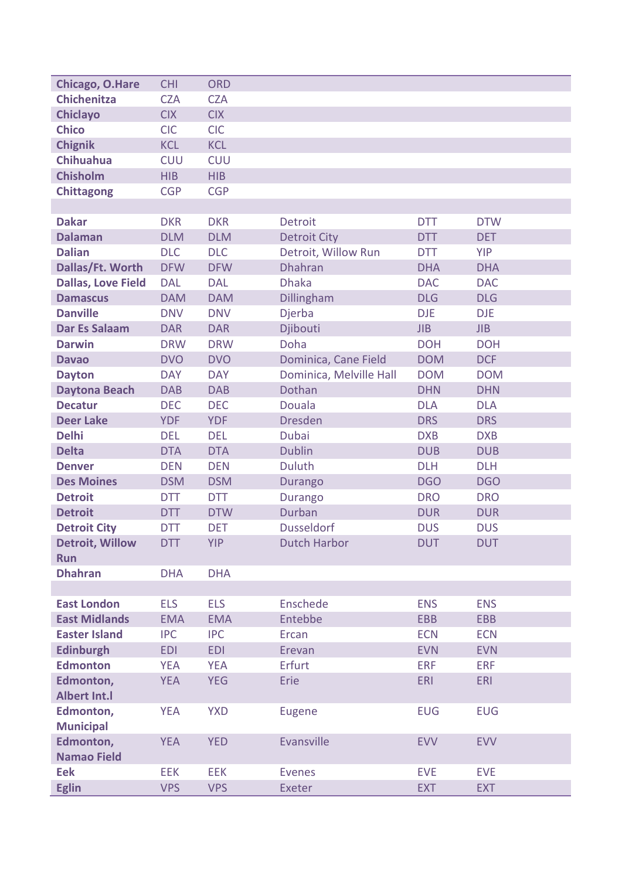| | | | | | |
|---|---|---|---|---|---|
| **Chicago, O.Hare** | CHI | ORD | | | |
| **Chichenitza** | CZA | CZA | | | |
| **Chiclayo** | CIX | CIX | | | |
| **Chico** | CIC | CIC | | | |
| **Chignik** | KCL | KCL | | | |
| **Chihuahua** | CUU | CUU | | | |
| **Chisholm** | HIB | HIB | | | |
| **Chittagong** | CGP | CGP | | | |
| | | | | | |
| **Dakar** | DKR | DKR | Detroit | DTT | DTW |
| **Dalaman** | DLM | DLM | Detroit City | DTT | DET |
| **Dalian** | DLC | DLC | Detroit, Willow Run | DTT | YIP |
| **Dallas/Ft. Worth** | DFW | DFW | Dhahran | DHA | DHA |
| **Dallas, Love Field** | DAL | DAL | Dhaka | DAC | DAC |
| **Damascus** | DAM | DAM | Dillingham | DLG | DLG |
| **Danville** | DNV | DNV | Djerba | DJE | DJE |
| **Dar Es Salaam** | DAR | DAR | Djibouti | JIB | JIB |
| **Darwin** | DRW | DRW | Doha | DOH | DOH |
| **Davao** | DVO | DVO | Dominica, Cane Field | DOM | DCF |
| **Dayton** | DAY | DAY | Dominica, Melville Hall | DOM | DOM |
| **Daytona Beach** | DAB | DAB | Dothan | DHN | DHN |
| **Decatur** | DEC | DEC | Douala | DLA | DLA |
| **Deer Lake** | YDF | YDF | Dresden | DRS | DRS |
| **Delhi** | DEL | DEL | Dubai | DXB | DXB |
| **Delta** | DTA | DTA | Dublin | DUB | DUB |
| **Denver** | DEN | DEN | Duluth | DLH | DLH |
| **Des Moines** | DSM | DSM | Durango | DGO | DGO |
| **Detroit** | DTT | DTT | Durango | DRO | DRO |
| **Detroit** | DTT | DTW | Durban | DUR | DUR |
| **Detroit City** | DTT | DET | Dusseldorf | DUS | DUS |
| **Detroit, Willow Run** | DTT | YIP | Dutch Harbor | DUT | DUT |
| **Dhahran** | DHA | DHA | | | |
| | | | | | |
| **East London** | ELS | ELS | Enschede | ENS | ENS |
| **East Midlands** | EMA | EMA | Entebbe | EBB | EBB |
| **Easter Island** | IPC | IPC | Ercan | ECN | ECN |
| **Edinburgh** | EDI | EDI | Erevan | EVN | EVN |
| **Edmonton** | YEA | YEA | Erfurt | ERF | ERF |
| **Edmonton, Albert Int.l** | YEA | YEG | Erie | ERI | ERI |
| **Edmonton, Municipal** | YEA | YXD | Eugene | EUG | EUG |
| **Edmonton, Namao Field** | YEA | YED | Evansville | EVV | EVV |
| **Eek** | EEK | EEK | Evenes | EVE | EVE |
| **Eglin** | VPS | VPS | Exeter | EXT | EXT |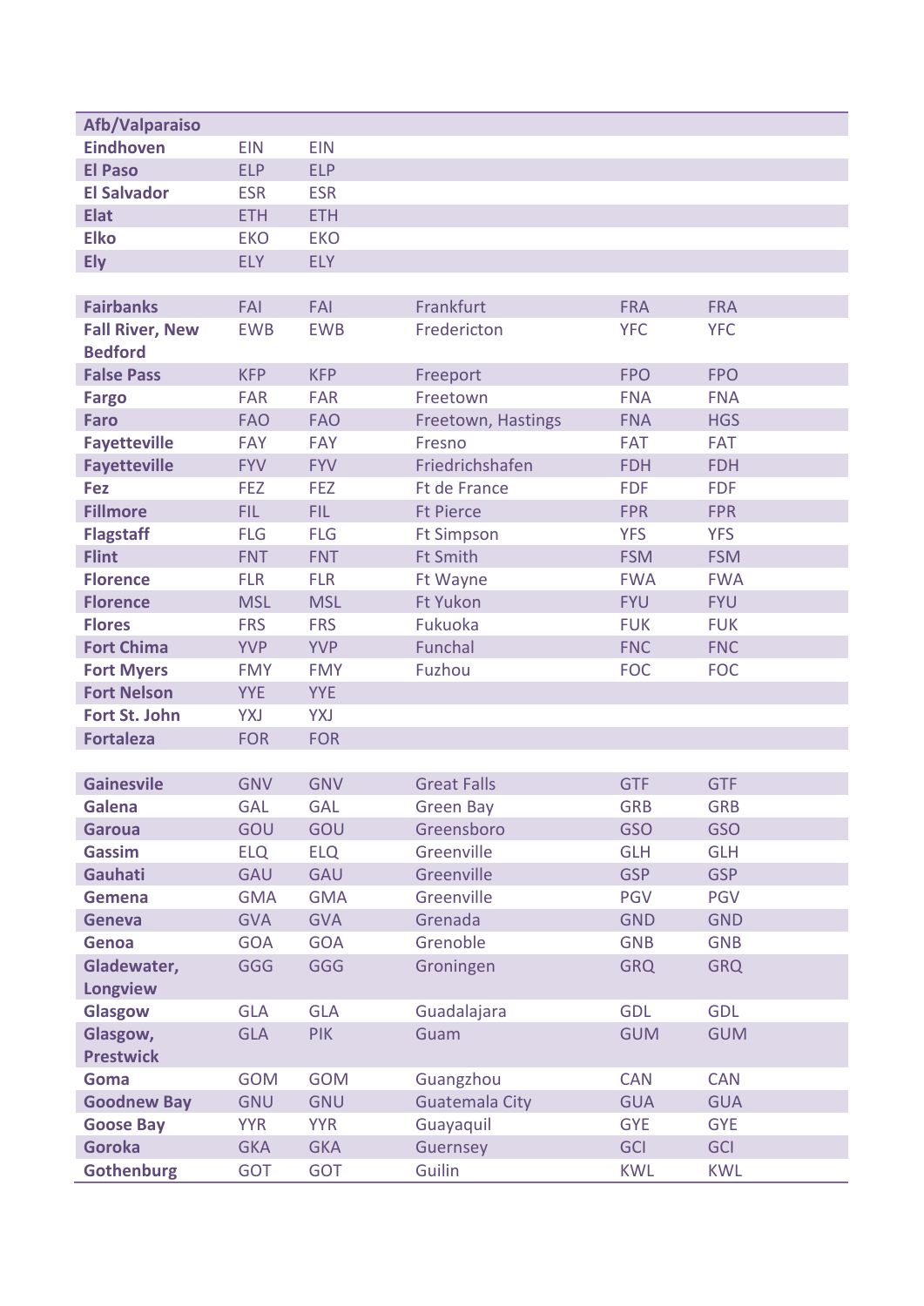| Afb/Valparaiso | | | | | |
|---|---|---|---|---|---|
| **Eindhoven** | EIN | EIN | | | |
| **El Paso** | ELP | ELP | | | |
| **El Salvador** | ESR | ESR | | | |
| **Elat** | ETH | ETH | | | |
| **Elko** | EKO | EKO | | | |
| **Ely** | ELY | ELY | | | |
| | | | | | |
| **Fairbanks** | FAI | FAI | Frankfurt | FRA | FRA |
| **Fall River, New Bedford** | EWB | EWB | Fredericton | YFC | YFC |
| **False Pass** | KFP | KFP | Freeport | FPO | FPO |
| **Fargo** | FAR | FAR | Freetown | FNA | FNA |
| **Faro** | FAO | FAO | Freetown, Hastings | FNA | HGS |
| **Fayetteville** | FAY | FAY | Fresno | FAT | FAT |
| **Fayetteville** | FYV | FYV | Friedrichshafen | FDH | FDH |
| **Fez** | FEZ | FEZ | Ft de France | FDF | FDF |
| **Fillmore** | FIL | FIL | Ft Pierce | FPR | FPR |
| **Flagstaff** | FLG | FLG | Ft Simpson | YFS | YFS |
| **Flint** | FNT | FNT | Ft Smith | FSM | FSM |
| **Florence** | FLR | FLR | Ft Wayne | FWA | FWA |
| **Florence** | MSL | MSL | Ft Yukon | FYU | FYU |
| **Flores** | FRS | FRS | Fukuoka | FUK | FUK |
| **Fort Chima** | YVP | YVP | Funchal | FNC | FNC |
| **Fort Myers** | FMY | FMY | Fuzhou | FOC | FOC |
| **Fort Nelson** | YYE | YYE | | | |
| **Fort St. John** | YXJ | YXJ | | | |
| **Fortaleza** | FOR | FOR | | | |
| | | | | | |
| **Gainesvile** | GNV | GNV | Great Falls | GTF | GTF |
| **Galena** | GAL | GAL | Green Bay | GRB | GRB |
| **Garoua** | GOU | GOU | Greensboro | GSO | GSO |
| **Gassim** | ELQ | ELQ | Greenville | GLH | GLH |
| **Gauhati** | GAU | GAU | Greenville | GSP | GSP |
| **Gemena** | GMA | GMA | Greenville | PGV | PGV |
| **Geneva** | GVA | GVA | Grenada | GND | GND |
| **Genoa** | GOA | GOA | Grenoble | GNB | GNB |
| **Gladewater, Longview** | GGG | GGG | Groningen | GRQ | GRQ |
| **Glasgow** | GLA | GLA | Guadalajara | GDL | GDL |
| **Glasgow, Prestwick** | GLA | PIK | Guam | GUM | GUM |
| **Goma** | GOM | GOM | Guangzhou | CAN | CAN |
| **Goodnew Bay** | GNU | GNU | Guatemala City | GUA | GUA |
| **Goose Bay** | YYR | YYR | Guayaquil | GYE | GYE |
| **Goroka** | GKA | GKA | Guernsey | GCI | GCI |
| **Gothenburg** | GOT | GOT | Guilin | KWL | KWL |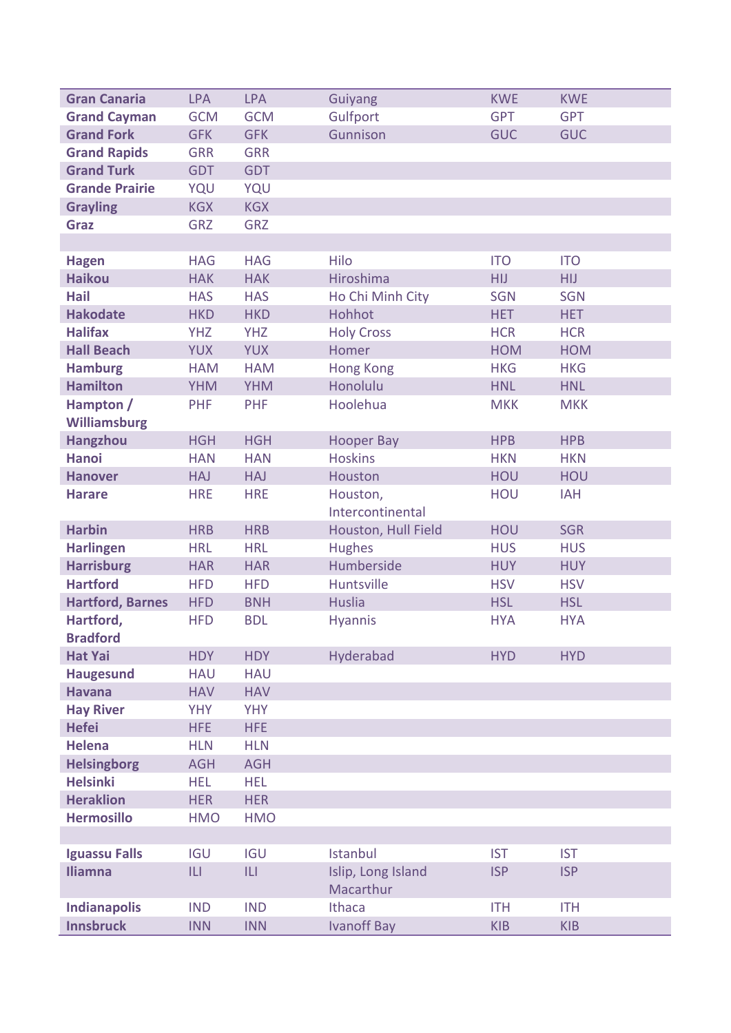| | | | | | |
|---|---|---|---|---|---|
| **Gran Canaria** | LPA | LPA | Guiyang | KWE | KWE |
| **Grand Cayman** | GCM | GCM | Gulfport | GPT | GPT |
| **Grand Fork** | GFK | GFK | Gunnison | GUC | GUC |
| **Grand Rapids** | GRR | GRR | | | |
| **Grand Turk** | GDT | GDT | | | |
| **Grande Prairie** | YQU | YQU | | | |
| **Grayling** | KGX | KGX | | | |
| **Graz** | GRZ | GRZ | | | |
| | | | | | |
| **Hagen** | HAG | HAG | Hilo | ITO | ITO |
| **Haikou** | HAK | HAK | Hiroshima | HIJ | HIJ |
| **Hail** | HAS | HAS | Ho Chi Minh City | SGN | SGN |
| **Hakodate** | HKD | HKD | Hohhot | HET | HET |
| **Halifax** | YHZ | YHZ | Holy Cross | HCR | HCR |
| **Hall Beach** | YUX | YUX | Homer | HOM | HOM |
| **Hamburg** | HAM | HAM | Hong Kong | HKG | HKG |
| **Hamilton** | YHM | YHM | Honolulu | HNL | HNL |
| **Hampton / Williamsburg** | PHF | PHF | Hoolehua | MKK | MKK |
| **Hangzhou** | HGH | HGH | Hooper Bay | HPB | HPB |
| **Hanoi** | HAN | HAN | Hoskins | HKN | HKN |
| **Hanover** | HAJ | HAJ | Houston | HOU | HOU |
| **Harare** | HRE | HRE | Houston, Intercontinental | HOU | IAH |
| **Harbin** | HRB | HRB | Houston, Hull Field | HOU | SGR |
| **Harlingen** | HRL | HRL | Hughes | HUS | HUS |
| **Harrisburg** | HAR | HAR | Humberside | HUY | HUY |
| **Hartford** | HFD | HFD | Huntsville | HSV | HSV |
| **Hartford, Barnes** | HFD | BNH | Huslia | HSL | HSL |
| **Hartford, Bradford** | HFD | BDL | Hyannis | HYA | HYA |
| **Hat Yai** | HDY | HDY | Hyderabad | HYD | HYD |
| **Haugesund** | HAU | HAU | | | |
| **Havana** | HAV | HAV | | | |
| **Hay River** | YHY | YHY | | | |
| **Hefei** | HFE | HFE | | | |
| **Helena** | HLN | HLN | | | |
| **Helsingborg** | AGH | AGH | | | |
| **Helsinki** | HEL | HEL | | | |
| **Heraklion** | HER | HER | | | |
| **Hermosillo** | HMO | HMO | | | |
| | | | | | |
| **Iguassu Falls** | IGU | IGU | Istanbul | IST | IST |
| **Iliamna** | ILI | ILI | Islip, Long Island Macarthur | ISP | ISP |
| **Indianapolis** | IND | IND | Ithaca | ITH | ITH |
| **Innsbruck** | INN | INN | Ivanoff Bay | KIB | KIB |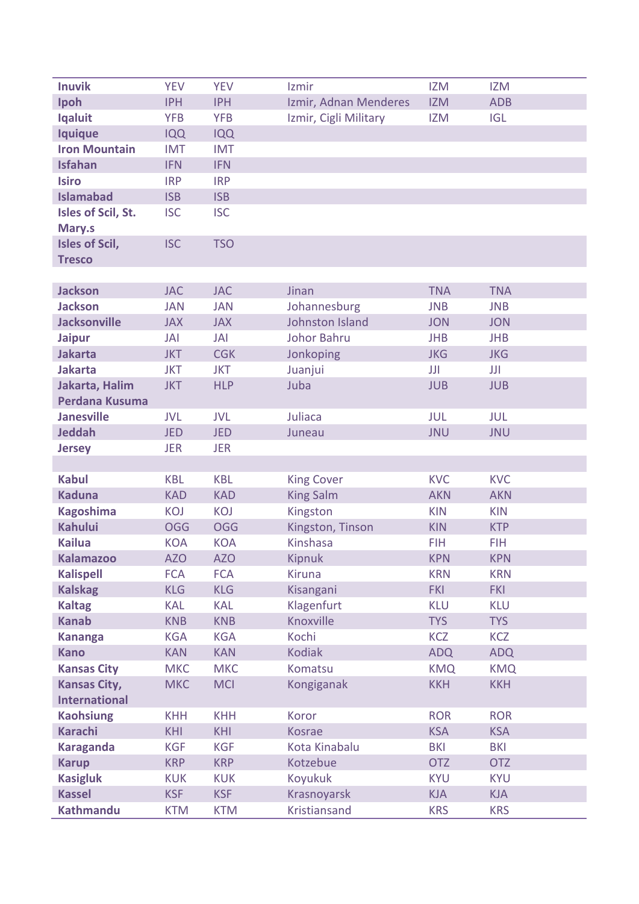| | | | | | |
|---|---|---|---|---|---|
| **Inuvik** | YEV | YEV | Izmir | IZM | IZM |
| **Ipoh** | IPH | IPH | Izmir, Adnan Menderes | IZM | ADB |
| **Iqaluit** | YFB | YFB | Izmir, Cigli Military | IZM | IGL |
| **Iquique** | IQQ | IQQ | | | |
| **Iron Mountain** | IMT | IMT | | | |
| **Isfahan** | IFN | IFN | | | |
| **Isiro** | IRP | IRP | | | |
| **Islamabad** | ISB | ISB | | | |
| **Isles of Scil, St. Mary.s** | ISC | ISC | | | |
| **Isles of Scil, Tresco** | ISC | TSO | | | |
| | | | | | |
| **Jackson** | JAC | JAC | Jinan | TNA | TNA |
| **Jackson** | JAN | JAN | Johannesburg | JNB | JNB |
| **Jacksonville** | JAX | JAX | Johnston Island | JON | JON |
| **Jaipur** | JAI | JAI | Johor Bahru | JHB | JHB |
| **Jakarta** | JKT | CGK | Jonkoping | JKG | JKG |
| **Jakarta** | JKT | JKT | Juanjui | JJI | JJI |
| **Jakarta, Halim Perdana Kusuma** | JKT | HLP | Juba | JUB | JUB |
| **Janesville** | JVL | JVL | Juliaca | JUL | JUL |
| **Jeddah** | JED | JED | Juneau | JNU | JNU |
| **Jersey** | JER | JER | | | |
| | | | | | |
| **Kabul** | KBL | KBL | King Cover | KVC | KVC |
| **Kaduna** | KAD | KAD | King Salm | AKN | AKN |
| **Kagoshima** | KOJ | KOJ | Kingston | KIN | KIN |
| **Kahului** | OGG | OGG | Kingston, Tinson | KIN | KTP |
| **Kailua** | KOA | KOA | Kinshasa | FIH | FIH |
| **Kalamazoo** | AZO | AZO | Kipnuk | KPN | KPN |
| **Kalispell** | FCA | FCA | Kiruna | KRN | KRN |
| **Kalskag** | KLG | KLG | Kisangani | FKI | FKI |
| **Kaltag** | KAL | KAL | Klagenfurt | KLU | KLU |
| **Kanab** | KNB | KNB | Knoxville | TYS | TYS |
| **Kananga** | KGA | KGA | Kochi | KCZ | KCZ |
| **Kano** | KAN | KAN | Kodiak | ADQ | ADQ |
| **Kansas City** | MKC | MKC | Komatsu | KMQ | KMQ |
| **Kansas City, International** | MKC | MCI | Kongiganak | KKH | KKH |
| **Kaohsiung** | KHH | KHH | Koror | ROR | ROR |
| **Karachi** | KHI | KHI | Kosrae | KSA | KSA |
| **Karaganda** | KGF | KGF | Kota Kinabalu | BKI | BKI |
| **Karup** | KRP | KRP | Kotzebue | OTZ | OTZ |
| **Kasigluk** | KUK | KUK | Koyukuk | KYU | KYU |
| **Kassel** | KSF | KSF | Krasnoyarsk | KJA | KJA |
| **Kathmandu** | KTM | KTM | Kristiansand | KRS | KRS |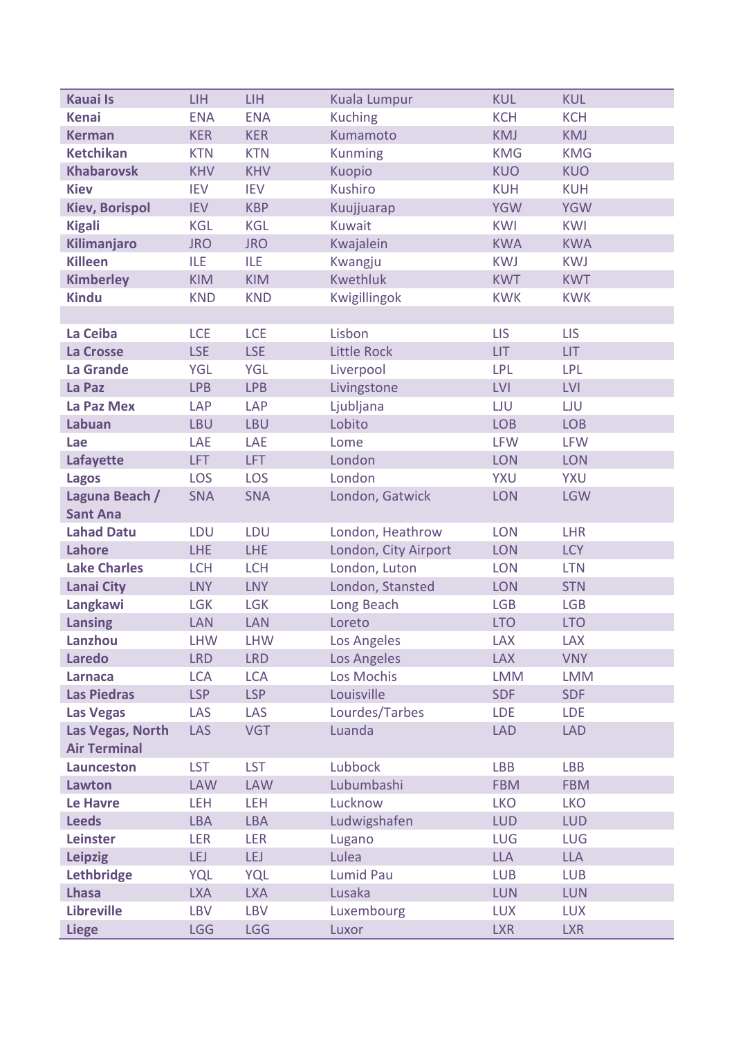| | | | | | |
|---|---|---|---|---|---|
| **Kauai Is** | LIH | LIH | Kuala Lumpur | KUL | KUL |
| **Kenai** | ENA | ENA | Kuching | KCH | KCH |
| **Kerman** | KER | KER | Kumamoto | KMJ | KMJ |
| **Ketchikan** | KTN | KTN | Kunming | KMG | KMG |
| **Khabarovsk** | KHV | KHV | Kuopio | KUO | KUO |
| **Kiev** | IEV | IEV | Kushiro | KUH | KUH |
| **Kiev, Borispol** | IEV | KBP | Kuujjuarap | YGW | YGW |
| **Kigali** | KGL | KGL | Kuwait | KWI | KWI |
| **Kilimanjaro** | JRO | JRO | Kwajalein | KWA | KWA |
| **Killeen** | ILE | ILE | Kwangju | KWJ | KWJ |
| **Kimberley** | KIM | KIM | Kwethluk | KWT | KWT |
| **Kindu** | KND | KND | Kwigillingok | KWK | KWK |
| | | | | | |
| **La Ceiba** | LCE | LCE | Lisbon | LIS | LIS |
| **La Crosse** | LSE | LSE | Little Rock | LIT | LIT |
| **La Grande** | YGL | YGL | Liverpool | LPL | LPL |
| **La Paz** | LPB | LPB | Livingstone | LVI | LVI |
| **La Paz Mex** | LAP | LAP | Ljubljana | LJU | LJU |
| **Labuan** | LBU | LBU | Lobito | LOB | LOB |
| **Lae** | LAE | LAE | Lome | LFW | LFW |
| **Lafayette** | LFT | LFT | London | LON | LON |
| **Lagos** | LOS | LOS | London | YXU | YXU |
| **Laguna Beach / Sant Ana** | SNA | SNA | London, Gatwick | LON | LGW |
| **Lahad Datu** | LDU | LDU | London, Heathrow | LON | LHR |
| **Lahore** | LHE | LHE | London, City Airport | LON | LCY |
| **Lake Charles** | LCH | LCH | London, Luton | LON | LTN |
| **Lanai City** | LNY | LNY | London, Stansted | LON | STN |
| **Langkawi** | LGK | LGK | Long Beach | LGB | LGB |
| **Lansing** | LAN | LAN | Loreto | LTO | LTO |
| **Lanzhou** | LHW | LHW | Los Angeles | LAX | LAX |
| **Laredo** | LRD | LRD | Los Angeles | LAX | VNY |
| **Larnaca** | LCA | LCA | Los Mochis | LMM | LMM |
| **Las Piedras** | LSP | LSP | Louisville | SDF | SDF |
| **Las Vegas** | LAS | LAS | Lourdes/Tarbes | LDE | LDE |
| **Las Vegas, North Air Terminal** | LAS | VGT | Luanda | LAD | LAD |
| **Launceston** | LST | LST | Lubbock | LBB | LBB |
| **Lawton** | LAW | LAW | Lubumbashi | FBM | FBM |
| **Le Havre** | LEH | LEH | Lucknow | LKO | LKO |
| **Leeds** | LBA | LBA | Ludwigshafen | LUD | LUD |
| **Leinster** | LER | LER | Lugano | LUG | LUG |
| **Leipzig** | LEJ | LEJ | Lulea | LLA | LLA |
| **Lethbridge** | YQL | YQL | Lumid Pau | LUB | LUB |
| **Lhasa** | LXA | LXA | Lusaka | LUN | LUN |
| **Libreville** | LBV | LBV | Luxembourg | LUX | LUX |
| **Liege** | LGG | LGG | Luxor | LXR | LXR |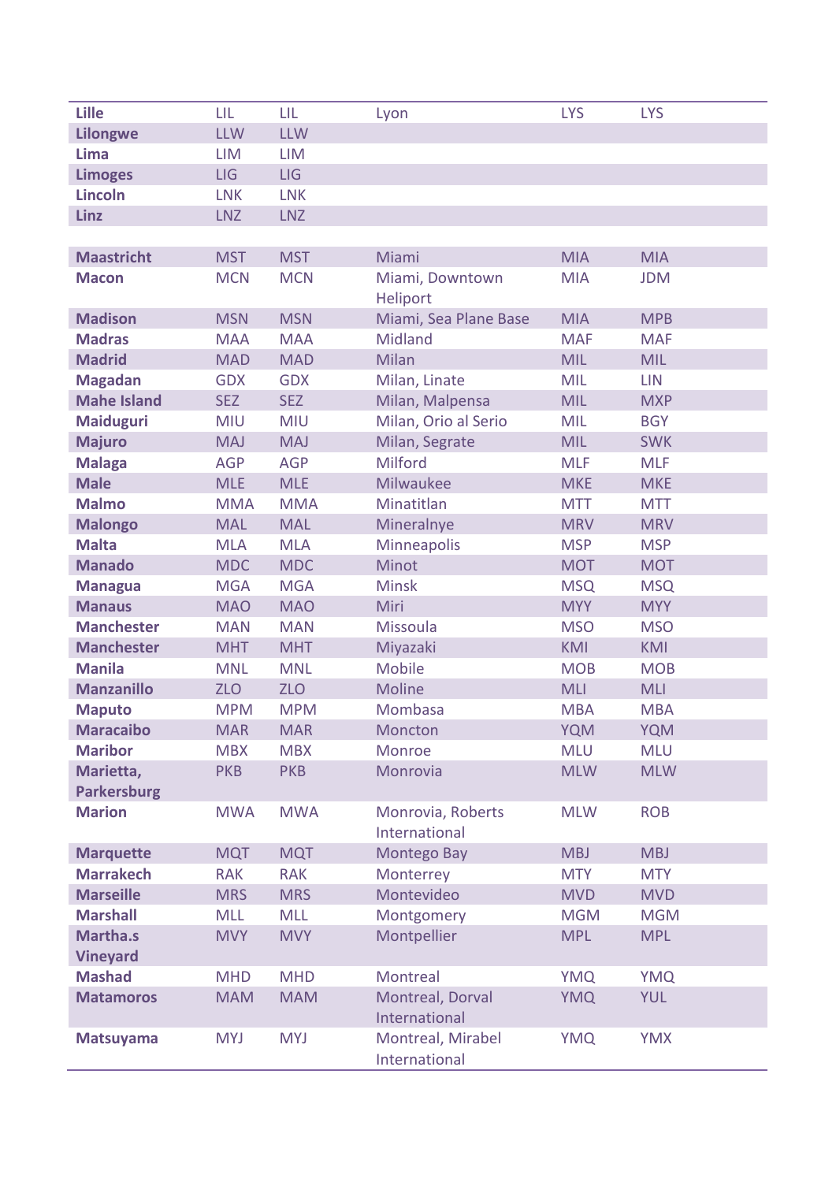| | | | | | |
|---|---|---|---|---|---|
| **Lille** | LIL | LIL | Lyon | LYS | LYS |
| **Lilongwe** | LLW | LLW | | | |
| **Lima** | LIM | LIM | | | |
| **Limoges** | LIG | LIG | | | |
| **Lincoln** | LNK | LNK | | | |
| **Linz** | LNZ | LNZ | | | |
| | | | | | |
| **Maastricht** | MST | MST | Miami | MIA | MIA |
| **Macon** | MCN | MCN | Miami, Downtown Heliport | MIA | JDM |
| **Madison** | MSN | MSN | Miami, Sea Plane Base | MIA | MPB |
| **Madras** | MAA | MAA | Midland | MAF | MAF |
| **Madrid** | MAD | MAD | Milan | MIL | MIL |
| **Magadan** | GDX | GDX | Milan, Linate | MIL | LIN |
| **Mahe Island** | SEZ | SEZ | Milan, Malpensa | MIL | MXP |
| **Maiduguri** | MIU | MIU | Milan, Orio al Serio | MIL | BGY |
| **Majuro** | MAJ | MAJ | Milan, Segrate | MIL | SWK |
| **Malaga** | AGP | AGP | Milford | MLF | MLF |
| **Male** | MLE | MLE | Milwaukee | MKE | MKE |
| **Malmo** | MMA | MMA | Minatitlan | MTT | MTT |
| **Malongo** | MAL | MAL | Mineralnye | MRV | MRV |
| **Malta** | MLA | MLA | Minneapolis | MSP | MSP |
| **Manado** | MDC | MDC | Minot | MOT | MOT |
| **Managua** | MGA | MGA | Minsk | MSQ | MSQ |
| **Manaus** | MAO | MAO | Miri | MYY | MYY |
| **Manchester** | MAN | MAN | Missoula | MSO | MSO |
| **Manchester** | MHT | MHT | Miyazaki | KMI | KMI |
| **Manila** | MNL | MNL | Mobile | MOB | MOB |
| **Manzanillo** | ZLO | ZLO | Moline | MLI | MLI |
| **Maputo** | MPM | MPM | Mombasa | MBA | MBA |
| **Maracaibo** | MAR | MAR | Moncton | YQM | YQM |
| **Maribor** | MBX | MBX | Monroe | MLU | MLU |
| **Marietta, Parkersburg** | PKB | PKB | Monrovia | MLW | MLW |
| **Marion** | MWA | MWA | Monrovia, Roberts International | MLW | ROB |
| **Marquette** | MQT | MQT | Montego Bay | MBJ | MBJ |
| **Marrakech** | RAK | RAK | Monterrey | MTY | MTY |
| **Marseille** | MRS | MRS | Montevideo | MVD | MVD |
| **Marshall** | MLL | MLL | Montgomery | MGM | MGM |
| **Martha.s Vineyard** | MVY | MVY | Montpellier | MPL | MPL |
| **Mashad** | MHD | MHD | Montreal | YMQ | YMQ |
| **Matamoros** | MAM | MAM | Montreal, Dorval International | YMQ | YUL |
| **Matsuyama** | MYJ | MYJ | Montreal, Mirabel International | YMQ | YMX |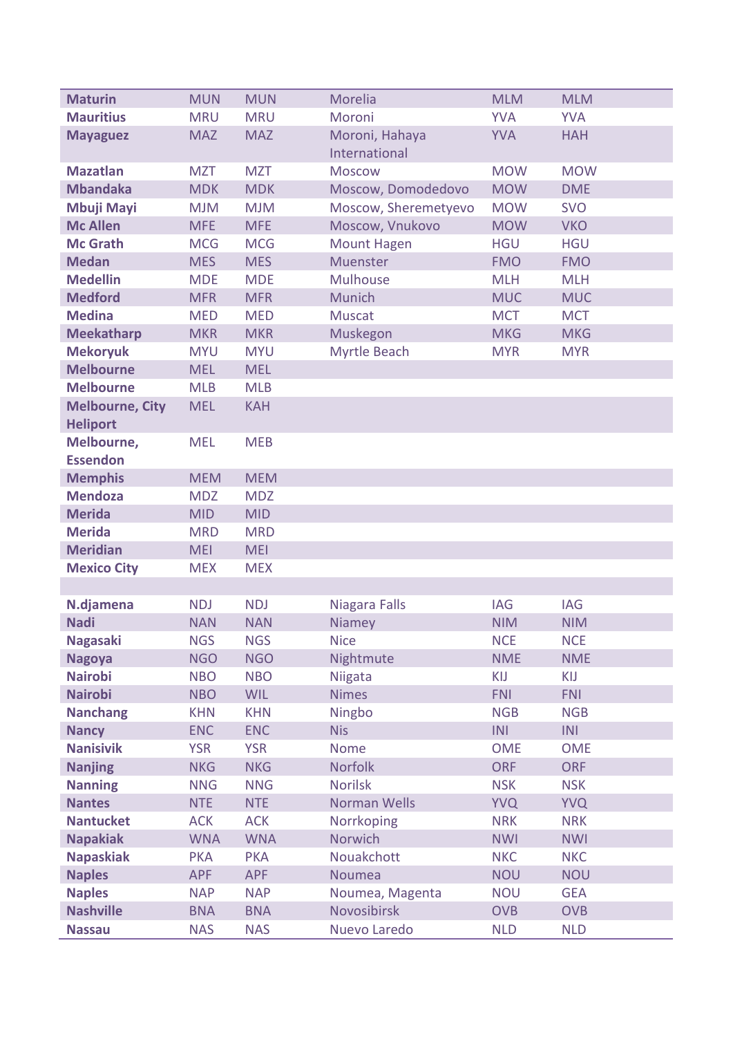| | | | | | |
|---|---|---|---|---|---|
| **Maturin** | MUN | MUN | Morelia | MLM | MLM |
| **Mauritius** | MRU | MRU | Moroni | YVA | YVA |
| **Mayaguez** | MAZ | MAZ | Moroni, Hahaya International | YVA | HAH |
| **Mazatlan** | MZT | MZT | Moscow | MOW | MOW |
| **Mbandaka** | MDK | MDK | Moscow, Domodedovo | MOW | DME |
| **Mbuji Mayi** | MJM | MJM | Moscow, Sheremetyevo | MOW | SVO |
| **Mc Allen** | MFE | MFE | Moscow, Vnukovo | MOW | VKO |
| **Mc Grath** | MCG | MCG | Mount Hagen | HGU | HGU |
| **Medan** | MES | MES | Muenster | FMO | FMO |
| **Medellin** | MDE | MDE | Mulhouse | MLH | MLH |
| **Medford** | MFR | MFR | Munich | MUC | MUC |
| **Medina** | MED | MED | Muscat | MCT | MCT |
| **Meekatharp** | MKR | MKR | Muskegon | MKG | MKG |
| **Mekoryuk** | MYU | MYU | Myrtle Beach | MYR | MYR |
| **Melbourne** | MEL | MEL | | | |
| **Melbourne** | MLB | MLB | | | |
| **Melbourne, City Heliport** | MEL | KAH | | | |
| **Melbourne, Essendon** | MEL | MEB | | | |
| **Memphis** | MEM | MEM | | | |
| **Mendoza** | MDZ | MDZ | | | |
| **Merida** | MID | MID | | | |
| **Merida** | MRD | MRD | | | |
| **Meridian** | MEI | MEI | | | |
| **Mexico City** | MEX | MEX | | | |
| | | | | | |
| **N.djamena** | NDJ | NDJ | Niagara Falls | IAG | IAG |
| **Nadi** | NAN | NAN | Niamey | NIM | NIM |
| **Nagasaki** | NGS | NGS | Nice | NCE | NCE |
| **Nagoya** | NGO | NGO | Nightmute | NME | NME |
| **Nairobi** | NBO | NBO | Niigata | KIJ | KIJ |
| **Nairobi** | NBO | WIL | Nimes | FNI | FNI |
| **Nanchang** | KHN | KHN | Ningbo | NGB | NGB |
| **Nancy** | ENC | ENC | Nis | INI | INI |
| **Nanisivik** | YSR | YSR | Nome | OME | OME |
| **Nanjing** | NKG | NKG | Norfolk | ORF | ORF |
| **Nanning** | NNG | NNG | Norilsk | NSK | NSK |
| **Nantes** | NTE | NTE | Norman Wells | YVQ | YVQ |
| **Nantucket** | ACK | ACK | Norrkoping | NRK | NRK |
| **Napakiak** | WNA | WNA | Norwich | NWI | NWI |
| **Napaskiak** | PKA | PKA | Nouakchott | NKC | NKC |
| **Naples** | APF | APF | Noumea | NOU | NOU |
| **Naples** | NAP | NAP | Noumea, Magenta | NOU | GEA |
| **Nashville** | BNA | BNA | Novosibirsk | OVB | OVB |
| **Nassau** | NAS | NAS | Nuevo Laredo | NLD | NLD |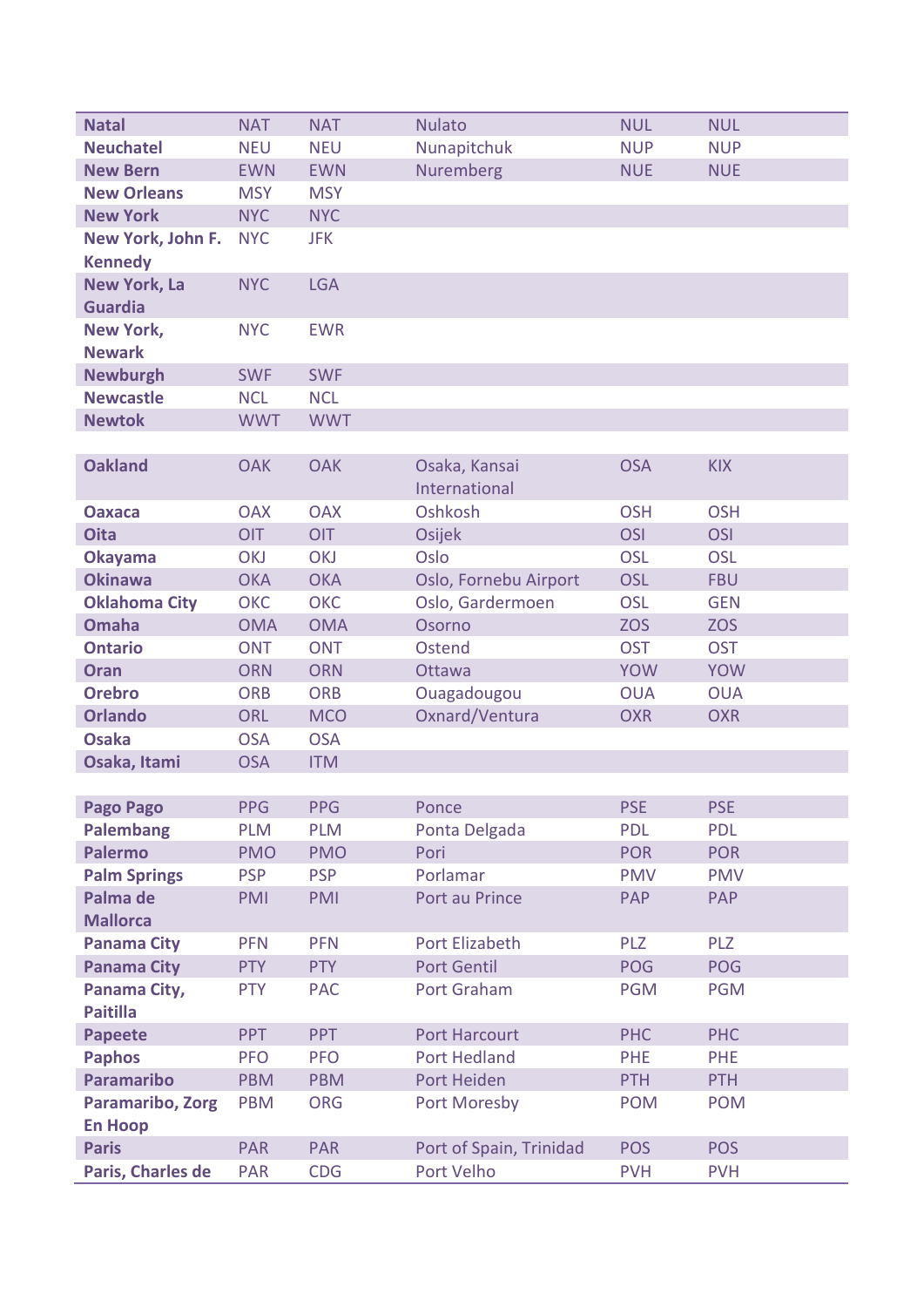| | | | | | |
|---|---|---|---|---|---|
| **Natal** | NAT | NAT | Nulato | NUL | NUL |
| **Neuchatel** | NEU | NEU | Nunapitchuk | NUP | NUP |
| **New Bern** | EWN | EWN | Nuremberg | NUE | NUE |
| **New Orleans** | MSY | MSY | | | |
| **New York** | NYC | NYC | | | |
| **New York, John F. Kennedy** | NYC | JFK | | | |
| **New York, La Guardia** | NYC | LGA | | | |
| **New York, Newark** | NYC | EWR | | | |
| **Newburgh** | SWF | SWF | | | |
| **Newcastle** | NCL | NCL | | | |
| **Newtok** | WWT | WWT | | | |
| | | | | | |
| **Oakland** | OAK | OAK | Osaka, Kansai International | OSA | KIX |
| **Oaxaca** | OAX | OAX | Oshkosh | OSH | OSH |
| **Oita** | OIT | OIT | Osijek | OSI | OSI |
| **Okayama** | OKJ | OKJ | Oslo | OSL | OSL |
| **Okinawa** | OKA | OKA | Oslo, Fornebu Airport | OSL | FBU |
| **Oklahoma City** | OKC | OKC | Oslo, Gardermoen | OSL | GEN |
| **Omaha** | OMA | OMA | Osorno | ZOS | ZOS |
| **Ontario** | ONT | ONT | Ostend | OST | OST |
| **Oran** | ORN | ORN | Ottawa | YOW | YOW |
| **Orebro** | ORB | ORB | Ouagadougou | OUA | OUA |
| **Orlando** | ORL | MCO | Oxnard/Ventura | OXR | OXR |
| **Osaka** | OSA | OSA | | | |
| **Osaka, Itami** | OSA | ITM | | | |
| | | | | | |
| **Pago Pago** | PPG | PPG | Ponce | PSE | PSE |
| **Palembang** | PLM | PLM | Ponta Delgada | PDL | PDL |
| **Palermo** | PMO | PMO | Pori | POR | POR |
| **Palm Springs** | PSP | PSP | Porlamar | PMV | PMV |
| **Palma de Mallorca** | PMI | PMI | Port au Prince | PAP | PAP |
| **Panama City** | PFN | PFN | Port Elizabeth | PLZ | PLZ |
| **Panama City** | PTY | PTY | Port Gentil | POG | POG |
| **Panama City, Paitilla** | PTY | PAC | Port Graham | PGM | PGM |
| **Papeete** | PPT | PPT | Port Harcourt | PHC | PHC |
| **Paphos** | PFO | PFO | Port Hedland | PHE | PHE |
| **Paramaribo** | PBM | PBM | Port Heiden | PTH | PTH |
| **Paramaribo, Zorg En Hoop** | PBM | ORG | Port Moresby | POM | POM |
| **Paris** | PAR | PAR | Port of Spain, Trinidad | POS | POS |
| **Paris, Charles de** | PAR | CDG | Port Velho | PVH | PVH |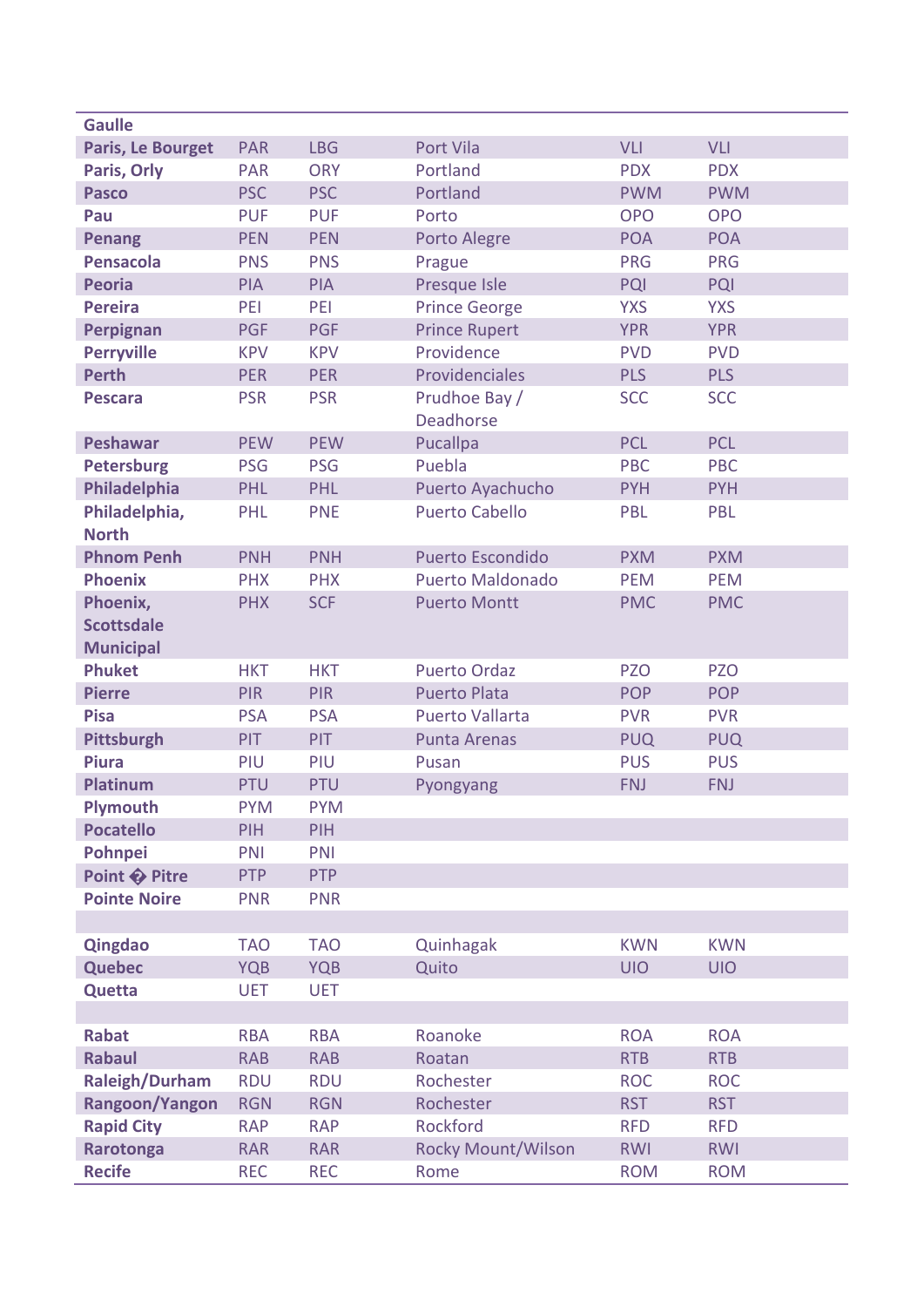| | | | | | |
|---|---|---|---|---|---|
| **Gaulle** | | | | | |
| **Paris, Le Bourget** | PAR | LBG | Port Vila | VLI | VLI |
| **Paris, Orly** | PAR | ORY | Portland | PDX | PDX |
| **Pasco** | PSC | PSC | Portland | PWM | PWM |
| **Pau** | PUF | PUF | Porto | OPO | OPO |
| **Penang** | PEN | PEN | Porto Alegre | POA | POA |
| **Pensacola** | PNS | PNS | Prague | PRG | PRG |
| **Peoria** | PIA | PIA | Presque Isle | PQI | PQI |
| **Pereira** | PEI | PEI | Prince George | YXS | YXS |
| **Perpignan** | PGF | PGF | Prince Rupert | YPR | YPR |
| **Perryville** | KPV | KPV | Providence | PVD | PVD |
| **Perth** | PER | PER | Providenciales | PLS | PLS |
| **Pescara** | PSR | PSR | Prudhoe Bay / Deadhorse | SCC | SCC |
| **Peshawar** | PEW | PEW | Pucallpa | PCL | PCL |
| **Petersburg** | PSG | PSG | Puebla | PBC | PBC |
| **Philadelphia** | PHL | PHL | Puerto Ayachucho | PYH | PYH |
| **Philadelphia, North** | PHL | PNE | Puerto Cabello | PBL | PBL |
| **Phnom Penh** | PNH | PNH | Puerto Escondido | PXM | PXM |
| **Phoenix** | PHX | PHX | Puerto Maldonado | PEM | PEM |
| **Phoenix, Scottsdale Municipal** | PHX | SCF | Puerto Montt | PMC | PMC |
| **Phuket** | HKT | HKT | Puerto Ordaz | PZO | PZO |
| **Pierre** | PIR | PIR | Puerto Plata | POP | POP |
| **Pisa** | PSA | PSA | Puerto Vallarta | PVR | PVR |
| **Pittsburgh** | PIT | PIT | Punta Arenas | PUQ | PUQ |
| **Piura** | PIU | PIU | Pusan | PUS | PUS |
| **Platinum** | PTU | PTU | Pyongyang | FNJ | FNJ |
| **Plymouth** | PYM | PYM | | | |
| **Pocatello** | PIH | PIH | | | |
| **Pohnpei** | PNI | PNI | | | |
| **Point � Pitre** | PTP | PTP | | | |
| **Pointe Noire** | PNR | PNR | | | |
| | | | | | |
| **Qingdao** | TAO | TAO | Quinhagak | KWN | KWN |
| **Quebec** | YQB | YQB | Quito | UIO | UIO |
| **Quetta** | UET | UET | | | |
| | | | | | |
| **Rabat** | RBA | RBA | Roanoke | ROA | ROA |
| **Rabaul** | RAB | RAB | Roatan | RTB | RTB |
| **Raleigh/Durham** | RDU | RDU | Rochester | ROC | ROC |
| **Rangoon/Yangon** | RGN | RGN | Rochester | RST | RST |
| **Rapid City** | RAP | RAP | Rockford | RFD | RFD |
| **Rarotonga** | RAR | RAR | Rocky Mount/Wilson | RWI | RWI |
| **Recife** | REC | REC | Rome | ROM | ROM |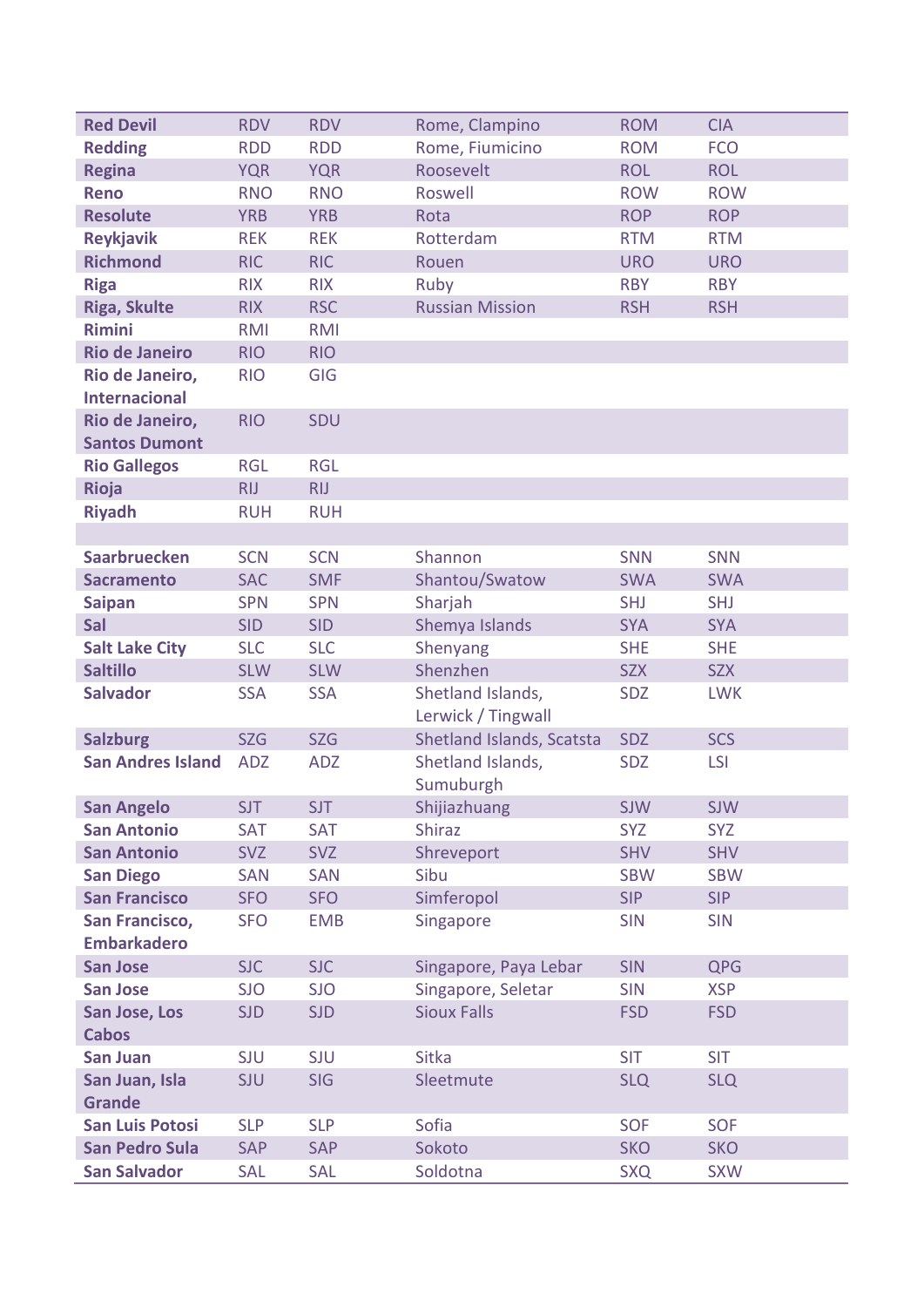| | | | | | |
|---|---|---|---|---|---|
| **Red Devil** | RDV | RDV | Rome, Clampino | ROM | CIA |
| **Redding** | RDD | RDD | Rome, Fiumicino | ROM | FCO |
| **Regina** | YQR | YQR | Roosevelt | ROL | ROL |
| **Reno** | RNO | RNO | Roswell | ROW | ROW |
| **Resolute** | YRB | YRB | Rota | ROP | ROP |
| **Reykjavik** | REK | REK | Rotterdam | RTM | RTM |
| **Richmond** | RIC | RIC | Rouen | URO | URO |
| **Riga** | RIX | RIX | Ruby | RBY | RBY |
| **Riga, Skulte** | RIX | RSC | Russian Mission | RSH | RSH |
| **Rimini** | RMI | RMI | | | |
| **Rio de Janeiro** | RIO | RIO | | | |
| **Rio de Janeiro, Internacional** | RIO | GIG | | | |
| **Rio de Janeiro, Santos Dumont** | RIO | SDU | | | |
| **Rio Gallegos** | RGL | RGL | | | |
| **Rioja** | RIJ | RIJ | | | |
| **Riyadh** | RUH | RUH | | | |
| | | | | | |
| **Saarbruecken** | SCN | SCN | Shannon | SNN | SNN |
| **Sacramento** | SAC | SMF | Shantou/Swatow | SWA | SWA |
| **Saipan** | SPN | SPN | Sharjah | SHJ | SHJ |
| **Sal** | SID | SID | Shemya Islands | SYA | SYA |
| **Salt Lake City** | SLC | SLC | Shenyang | SHE | SHE |
| **Saltillo** | SLW | SLW | Shenzhen | SZX | SZX |
| **Salvador** | SSA | SSA | Shetland Islands, Lerwick / Tingwall | SDZ | LWK |
| **Salzburg** | SZG | SZG | Shetland Islands, Scatsta | SDZ | SCS |
| **San Andres Island** | ADZ | ADZ | Shetland Islands, Sumuburgh | SDZ | LSI |
| **San Angelo** | SJT | SJT | Shijiazhuang | SJW | SJW |
| **San Antonio** | SAT | SAT | Shiraz | SYZ | SYZ |
| **San Antonio** | SVZ | SVZ | Shreveport | SHV | SHV |
| **San Diego** | SAN | SAN | Sibu | SBW | SBW |
| **San Francisco** | SFO | SFO | Simferopol | SIP | SIP |
| **San Francisco, Embarkadero** | SFO | EMB | Singapore | SIN | SIN |
| **San Jose** | SJC | SJC | Singapore, Paya Lebar | SIN | QPG |
| **San Jose** | SJO | SJO | Singapore, Seletar | SIN | XSP |
| **San Jose, Los Cabos** | SJD | SJD | Sioux Falls | FSD | FSD |
| **San Juan** | SJU | SJU | Sitka | SIT | SIT |
| **San Juan, Isla Grande** | SJU | SIG | Sleetmute | SLQ | SLQ |
| **San Luis Potosi** | SLP | SLP | Sofia | SOF | SOF |
| **San Pedro Sula** | SAP | SAP | Sokoto | SKO | SKO |
| **San Salvador** | SAL | SAL | Soldotna | SXQ | SXW |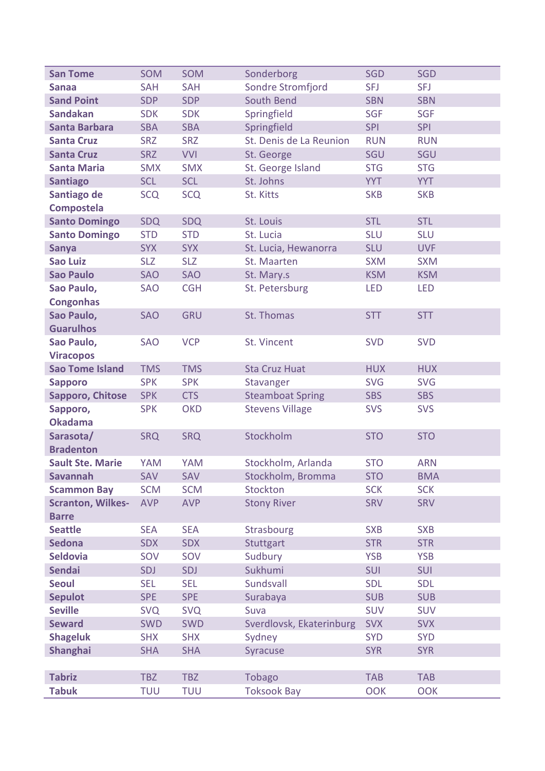| | | | | | |
|---|---|---|---|---|---|
| **San Tome** | SOM | SOM | Sonderborg | SGD | SGD |
| **Sanaa** | SAH | SAH | Sondre Stromfjord | SFJ | SFJ |
| **Sand Point** | SDP | SDP | South Bend | SBN | SBN |
| **Sandakan** | SDK | SDK | Springfield | SGF | SGF |
| **Santa Barbara** | SBA | SBA | Springfield | SPI | SPI |
| **Santa Cruz** | SRZ | SRZ | St. Denis de La Reunion | RUN | RUN |
| **Santa Cruz** | SRZ | VVI | St. George | SGU | SGU |
| **Santa Maria** | SMX | SMX | St. George Island | STG | STG |
| **Santiago** | SCL | SCL | St. Johns | YYT | YYT |
| **Santiago de Compostela** | SCQ | SCQ | St. Kitts | SKB | SKB |
| **Santo Domingo** | SDQ | SDQ | St. Louis | STL | STL |
| **Santo Domingo** | STD | STD | St. Lucia | SLU | SLU |
| **Sanya** | SYX | SYX | St. Lucia, Hewanorra | SLU | UVF |
| **Sao Luiz** | SLZ | SLZ | St. Maarten | SXM | SXM |
| **Sao Paulo** | SAO | SAO | St. Mary.s | KSM | KSM |
| **Sao Paulo, Congonhas** | SAO | CGH | St. Petersburg | LED | LED |
| **Sao Paulo, Guarulhos** | SAO | GRU | St. Thomas | STT | STT |
| **Sao Paulo, Viracopos** | SAO | VCP | St. Vincent | SVD | SVD |
| **Sao Tome Island** | TMS | TMS | Sta Cruz Huat | HUX | HUX |
| **Sapporo** | SPK | SPK | Stavanger | SVG | SVG |
| **Sapporo, Chitose** | SPK | CTS | Steamboat Spring | SBS | SBS |
| **Sapporo, Okadama** | SPK | OKD | Stevens Village | SVS | SVS |
| **Sarasota/ Bradenton** | SRQ | SRQ | Stockholm | STO | STO |
| **Sault Ste. Marie** | YAM | YAM | Stockholm, Arlanda | STO | ARN |
| **Savannah** | SAV | SAV | Stockholm, Bromma | STO | BMA |
| **Scammon Bay** | SCM | SCM | Stockton | SCK | SCK |
| **Scranton, Wilkes-Barre** | AVP | AVP | Stony River | SRV | SRV |
| **Seattle** | SEA | SEA | Strasbourg | SXB | SXB |
| **Sedona** | SDX | SDX | Stuttgart | STR | STR |
| **Seldovia** | SOV | SOV | Sudbury | YSB | YSB |
| **Sendai** | SDJ | SDJ | Sukhumi | SUI | SUI |
| **Seoul** | SEL | SEL | Sundsvall | SDL | SDL |
| **Sepulot** | SPE | SPE | Surabaya | SUB | SUB |
| **Seville** | SVQ | SVQ | Suva | SUV | SUV |
| **Seward** | SWD | SWD | Sverdlovsk, Ekaterinburg | SVX | SVX |
| **Shageluk** | SHX | SHX | Sydney | SYD | SYD |
| **Shanghai** | SHA | SHA | Syracuse | SYR | SYR |
| | | | | | |
| **Tabriz** | TBZ | TBZ | Tobago | TAB | TAB |
| **Tabuk** | TUU | TUU | Toksook Bay | OOK | OOK |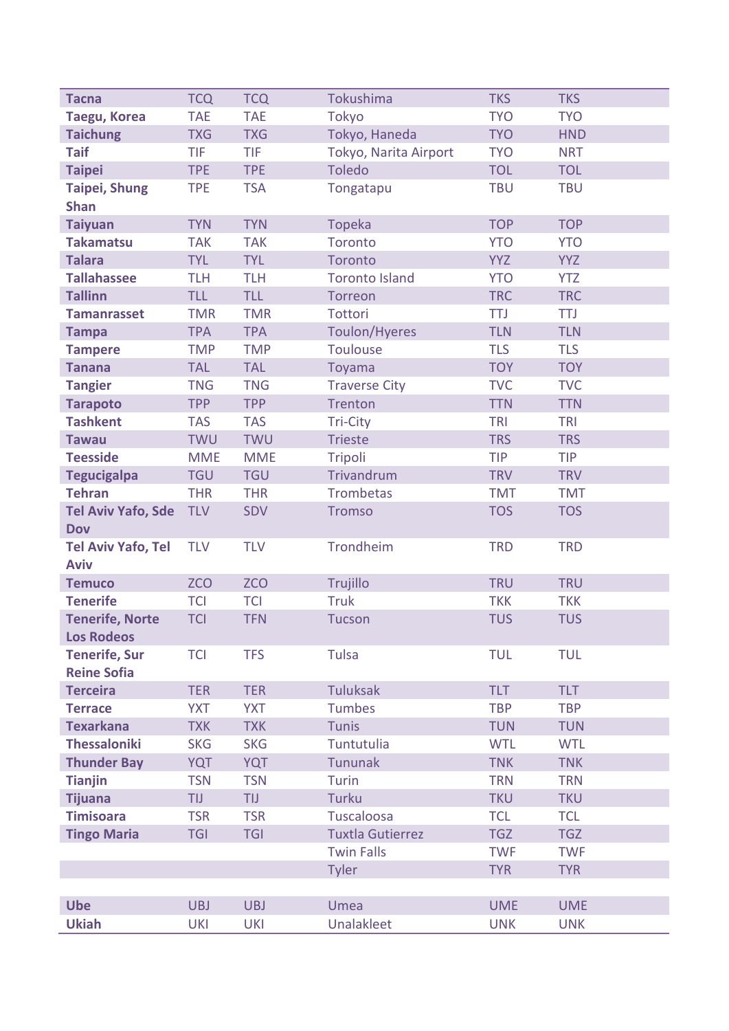| | | | | | |
|---|---|---|---|---|---|
| **Tacna** | TCQ | TCQ | Tokushima | TKS | TKS |
| **Taegu, Korea** | TAE | TAE | Tokyo | TYO | TYO |
| **Taichung** | TXG | TXG | Tokyo, Haneda | TYO | HND |
| **Taif** | TIF | TIF | Tokyo, Narita Airport | TYO | NRT |
| **Taipei** | TPE | TPE | Toledo | TOL | TOL |
| **Taipei, Shung Shan** | TPE | TSA | Tongatapu | TBU | TBU |
| **Taiyuan** | TYN | TYN | Topeka | TOP | TOP |
| **Takamatsu** | TAK | TAK | Toronto | YTO | YTO |
| **Talara** | TYL | TYL | Toronto | YYZ | YYZ |
| **Tallahassee** | TLH | TLH | Toronto Island | YTO | YTZ |
| **Tallinn** | TLL | TLL | Torreon | TRC | TRC |
| **Tamanrasset** | TMR | TMR | Tottori | TTJ | TTJ |
| **Tampa** | TPA | TPA | Toulon/Hyeres | TLN | TLN |
| **Tampere** | TMP | TMP | Toulouse | TLS | TLS |
| **Tanana** | TAL | TAL | Toyama | TOY | TOY |
| **Tangier** | TNG | TNG | Traverse City | TVC | TVC |
| **Tarapoto** | TPP | TPP | Trenton | TTN | TTN |
| **Tashkent** | TAS | TAS | Tri-City | TRI | TRI |
| **Tawau** | TWU | TWU | Trieste | TRS | TRS |
| **Teesside** | MME | MME | Tripoli | TIP | TIP |
| **Tegucigalpa** | TGU | TGU | Trivandrum | TRV | TRV |
| **Tehran** | THR | THR | Trombetas | TMT | TMT |
| **Tel Aviv Yafo, Sde Dov** | TLV | SDV | Tromso | TOS | TOS |
| **Tel Aviv Yafo, Tel Aviv** | TLV | TLV | Trondheim | TRD | TRD |
| **Temuco** | ZCO | ZCO | Trujillo | TRU | TRU |
| **Tenerife** | TCI | TCI | Truk | TKK | TKK |
| **Tenerife, Norte Los Rodeos** | TCI | TFN | Tucson | TUS | TUS |
| **Tenerife, Sur Reine Sofia** | TCI | TFS | Tulsa | TUL | TUL |
| **Terceira** | TER | TER | Tuluksak | TLT | TLT |
| **Terrace** | YXT | YXT | Tumbes | TBP | TBP |
| **Texarkana** | TXK | TXK | Tunis | TUN | TUN |
| **Thessaloniki** | SKG | SKG | Tuntutulia | WTL | WTL |
| **Thunder Bay** | YQT | YQT | Tununak | TNK | TNK |
| **Tianjin** | TSN | TSN | Turin | TRN | TRN |
| **Tijuana** | TIJ | TIJ | Turku | TKU | TKU |
| **Timisoara** | TSR | TSR | Tuscaloosa | TCL | TCL |
| **Tingo Maria** | TGI | TGI | Tuxtla Gutierrez | TGZ | TGZ |
| | | | Twin Falls | TWF | TWF |
| | | | Tyler | TYR | TYR |
| | | | | | |
| **Ube** | UBJ | UBJ | Umea | UME | UME |
| **Ukiah** | UKI | UKI | Unalakleet | UNK | UNK |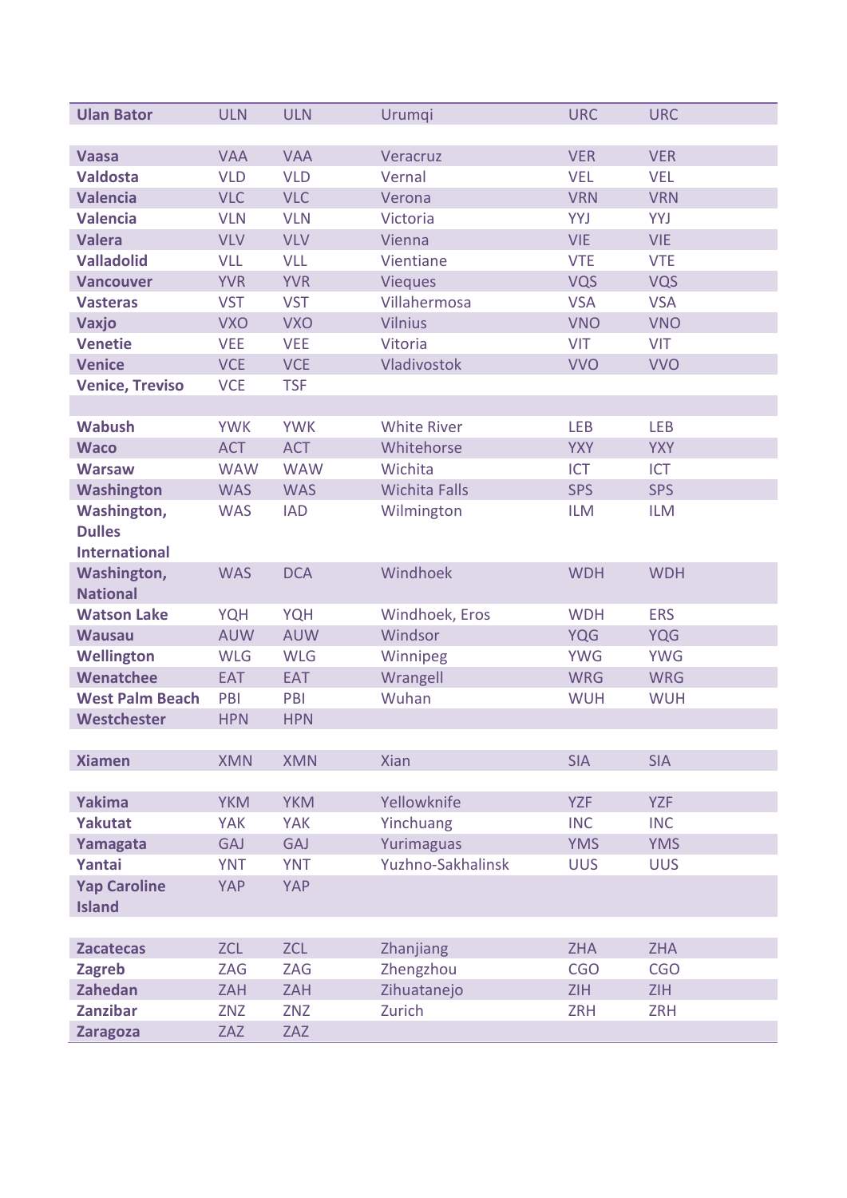| | | | | | |
|---|---|---|---|---|---|
| **Ulan Bator** | ULN | ULN | Urumqi | URC | URC |
| | | | | | |
| **Vaasa** | VAA | VAA | Veracruz | VER | VER |
| **Valdosta** | VLD | VLD | Vernal | VEL | VEL |
| **Valencia** | VLC | VLC | Verona | VRN | VRN |
| **Valencia** | VLN | VLN | Victoria | YYJ | YYJ |
| **Valera** | VLV | VLV | Vienna | VIE | VIE |
| **Valladolid** | VLL | VLL | Vientiane | VTE | VTE |
| **Vancouver** | YVR | YVR | Vieques | VQS | VQS |
| **Vasteras** | VST | VST | Villahermosa | VSA | VSA |
| **Vaxjo** | VXO | VXO | Vilnius | VNO | VNO |
| **Venetie** | VEE | VEE | Vitoria | VIT | VIT |
| **Venice** | VCE | VCE | Vladivostok | VVO | VVO |
| **Venice, Treviso** | VCE | TSF | | | |
| | | | | | |
| **Wabush** | YWK | YWK | White River | LEB | LEB |
| **Waco** | ACT | ACT | Whitehorse | YXY | YXY |
| **Warsaw** | WAW | WAW | Wichita | ICT | ICT |
| **Washington** | WAS | WAS | Wichita Falls | SPS | SPS |
| **Washington, Dulles International** | WAS | IAD | Wilmington | ILM | ILM |
| **Washington, National** | WAS | DCA | Windhoek | WDH | WDH |
| **Watson Lake** | YQH | YQH | Windhoek, Eros | WDH | ERS |
| **Wausau** | AUW | AUW | Windsor | YQG | YQG |
| **Wellington** | WLG | WLG | Winnipeg | YWG | YWG |
| **Wenatchee** | EAT | EAT | Wrangell | WRG | WRG |
| **West Palm Beach** | PBI | PBI | Wuhan | WUH | WUH |
| **Westchester** | HPN | HPN | | | |
| | | | | | |
| **Xiamen** | XMN | XMN | Xian | SIA | SIA |
| | | | | | |
| **Yakima** | YKM | YKM | Yellowknife | YZF | YZF |
| **Yakutat** | YAK | YAK | Yinchuang | INC | INC |
| **Yamagata** | GAJ | GAJ | Yurimaguas | YMS | YMS |
| **Yantai** | YNT | YNT | Yuzhno-Sakhalinsk | UUS | UUS |
| **Yap Caroline Island** | YAP | YAP | | | |
| | | | | | |
| **Zacatecas** | ZCL | ZCL | Zhanjiang | ZHA | ZHA |
| **Zagreb** | ZAG | ZAG | Zhengzhou | CGO | CGO |
| **Zahedan** | ZAH | ZAH | Zihuatanejo | ZIH | ZIH |
| **Zanzibar** | ZNZ | ZNZ | Zurich | ZRH | ZRH |
| **Zaragoza** | ZAZ | ZAZ | | | |